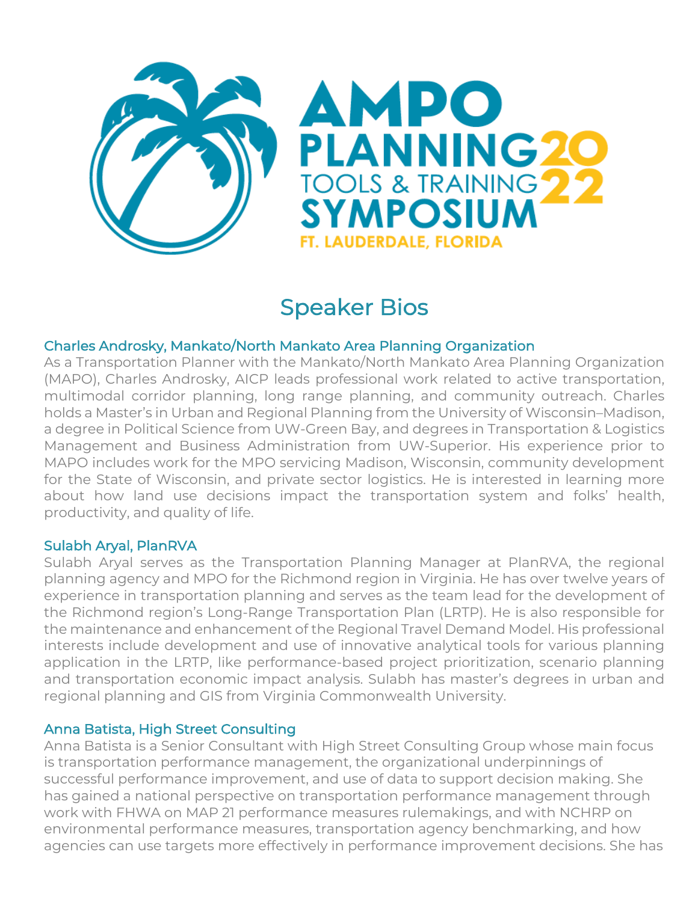# AMPO PLANNING TOOLS & TRAINING SYMPOSIUM 2022

FT. LAUDERDALE, FLORIDA

## Speaker Bios

### Charles Androsky, Mankato/North Mankato Area Planning Organization

As a Transportation Planner with the Mankato/North Mankato Area Planning Organization (MAPO), Charles Androsky, AICP leads professional work related to active transportation, multimodal corridor planning, long range planning, and community outreach. Charles holds a Master's in Urban and Regional Planning from the University of Wisconsin–Madison, a degree in Political Science from UW-Green Bay, and degrees in Transportation & Logistics Management and Business Administration from UW-Superior. His experience prior to MAPO includes work for the MPO servicing Madison, Wisconsin, community development for the State of Wisconsin, and private sector logistics. He is interested in learning more about how land use decisions impact the transportation system and folks' health, productivity, and quality of life.

### Sulabh Aryal, PlanRVA

Sulabh Aryal serves as the Transportation Planning Manager at PlanRVA, the regional planning agency and MPO for the Richmond region in Virginia. He has over twelve years of experience in transportation planning and serves as the team lead for the development of the Richmond region's Long-Range Transportation Plan (LRTP). He is also responsible for the maintenance and enhancement of the Regional Travel Demand Model. His professional interests include development and use of innovative analytical tools for various planning application in the LRTP, like performance-based project prioritization, scenario planning and transportation economic impact analysis. Sulabh has master's degrees in urban and regional planning and GIS from Virginia Commonwealth University.

### Anna Batista, High Street Consulting

Anna Batista is a Senior Consultant with High Street Consulting Group whose main focus is transportation performance management, the organizational underpinnings of successful performance improvement, and use of data to support decision making. She has gained a national perspective on transportation performance management through work with FHWA on MAP 21 performance measures rulemakings, and with NCHRP on environmental performance measures, transportation agency benchmarking, and how agencies can use targets more effectively in performance improvement decisions. She has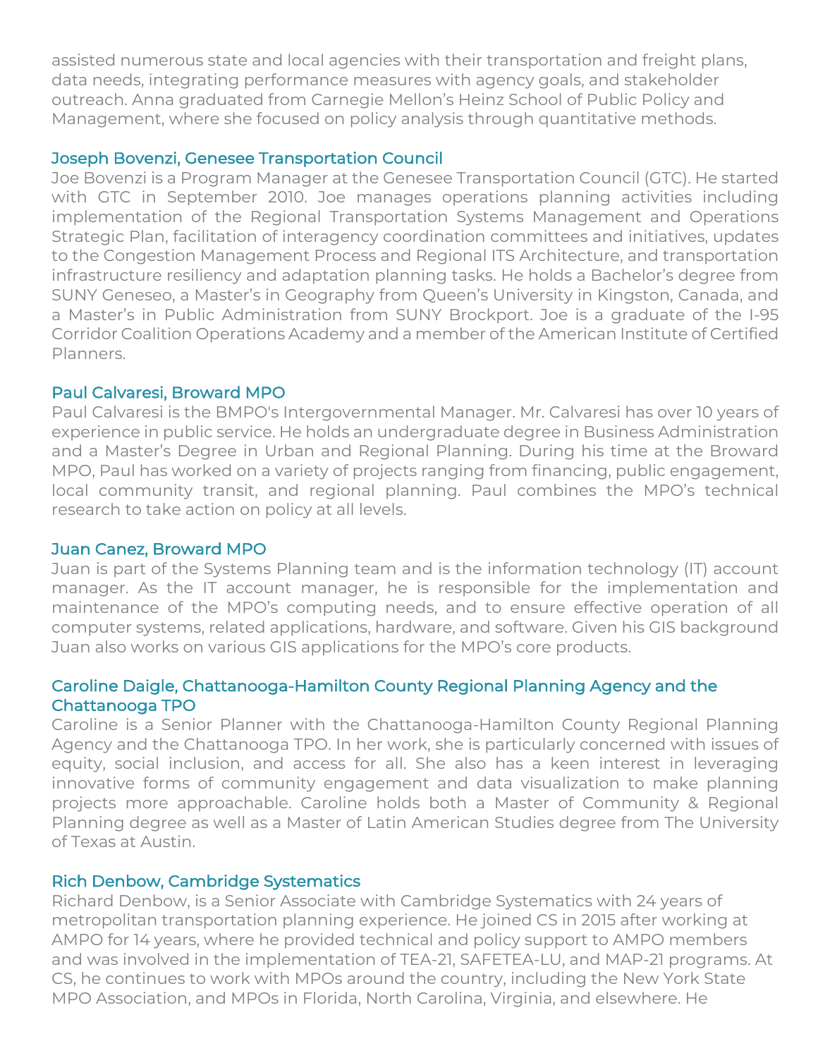assisted numerous state and local agencies with their transportation and freight plans, data needs, integrating performance measures with agency goals, and stakeholder outreach. Anna graduated from Carnegie Mellon's Heinz School of Public Policy and Management, where she focused on policy analysis through quantitative methods.

### Joseph Bovenzi, Genesee Transportation Council

Joe Bovenzi is a Program Manager at the Genesee Transportation Council (GTC). He started with GTC in September 2010. Joe manages operations planning activities including implementation of the Regional Transportation Systems Management and Operations Strategic Plan, facilitation of interagency coordination committees and initiatives, updates to the Congestion Management Process and Regional ITS Architecture, and transportation infrastructure resiliency and adaptation planning tasks. He holds a Bachelor's degree from SUNY Geneseo, a Master's in Geography from Queen's University in Kingston, Canada, and a Master's in Public Administration from SUNY Brockport. Joe is a graduate of the I-95 Corridor Coalition Operations Academy and a member of the American Institute of Certified Planners.

### Paul Calvaresi, Broward MPO

Paul Calvaresi is the BMPO's Intergovernmental Manager. Mr. Calvaresi has over 10 years of experience in public service. He holds an undergraduate degree in Business Administration and a Master's Degree in Urban and Regional Planning. During his time at the Broward MPO, Paul has worked on a variety of projects ranging from financing, public engagement, local community transit, and regional planning. Paul combines the MPO's technical research to take action on policy at all levels.

### Juan Canez, Broward MPO

Juan is part of the Systems Planning team and is the information technology (IT) account manager. As the IT account manager, he is responsible for the implementation and maintenance of the MPO's computing needs, and to ensure effective operation of all computer systems, related applications, hardware, and software. Given his GIS background Juan also works on various GIS applications for the MPO's core products.

### Caroline Daigle, Chattanooga-Hamilton County Regional Planning Agency and the Chattanooga TPO

Caroline is a Senior Planner with the Chattanooga-Hamilton County Regional Planning Agency and the Chattanooga TPO. In her work, she is particularly concerned with issues of equity, social inclusion, and access for all. She also has a keen interest in leveraging innovative forms of community engagement and data visualization to make planning projects more approachable. Caroline holds both a Master of Community & Regional Planning degree as well as a Master of Latin American Studies degree from The University of Texas at Austin.

### Rich Denbow, Cambridge Systematics

Richard Denbow, is a Senior Associate with Cambridge Systematics with 24 years of metropolitan transportation planning experience. He joined CS in 2015 after working at AMPO for 14 years, where he provided technical and policy support to AMPO members and was involved in the implementation of TEA-21, SAFETEA-LU, and MAP-21 programs. At CS, he continues to work with MPOs around the country, including the New York State MPO Association, and MPOs in Florida, North Carolina, Virginia, and elsewhere. He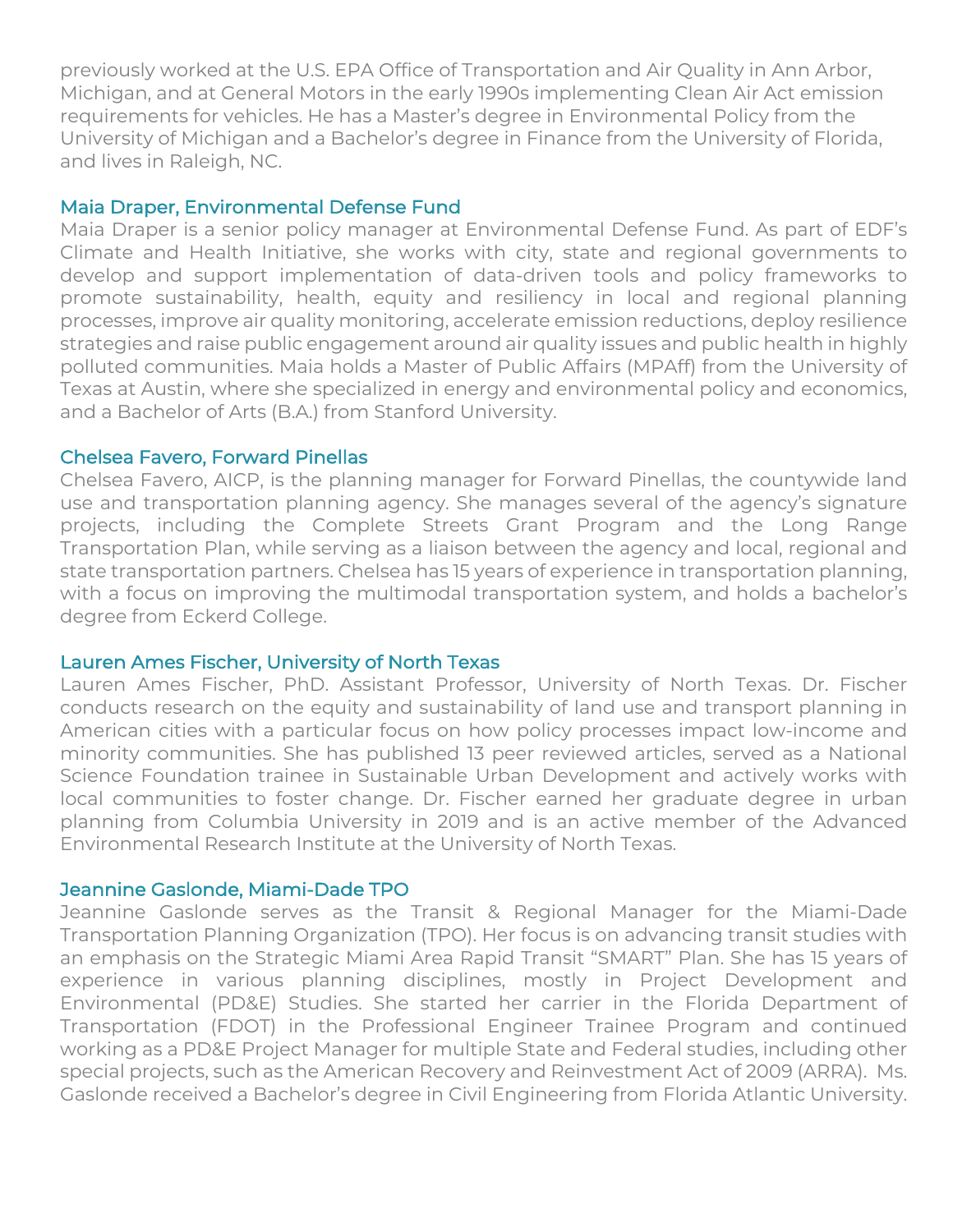previously worked at the U.S. EPA Office of Transportation and Air Quality in Ann Arbor, Michigan, and at General Motors in the early 1990s implementing Clean Air Act emission requirements for vehicles. He has a Master's degree in Environmental Policy from the University of Michigan and a Bachelor's degree in Finance from the University of Florida, and lives in Raleigh, NC.

### Maia Draper, Environmental Defense Fund

Maia Draper is a senior policy manager at Environmental Defense Fund. As part of EDF's Climate and Health Initiative, she works with city, state and regional governments to develop and support implementation of data-driven tools and policy frameworks to promote sustainability, health, equity and resiliency in local and regional planning processes, improve air quality monitoring, accelerate emission reductions, deploy resilience strategies and raise public engagement around air quality issues and public health in highly polluted communities. Maia holds a Master of Public Affairs (MPAff) from the University of Texas at Austin, where she specialized in energy and environmental policy and economics, and a Bachelor of Arts (B.A.) from Stanford University.

### Chelsea Favero, Forward Pinellas

Chelsea Favero, AICP, is the planning manager for Forward Pinellas, the countywide land use and transportation planning agency. She manages several of the agency's signature projects, including the Complete Streets Grant Program and the Long Range Transportation Plan, while serving as a liaison between the agency and local, regional and state transportation partners. Chelsea has 15 years of experience in transportation planning, with a focus on improving the multimodal transportation system, and holds a bachelor's degree from Eckerd College.

### Lauren Ames Fischer, University of North Texas

Lauren Ames Fischer, PhD. Assistant Professor, University of North Texas. Dr. Fischer conducts research on the equity and sustainability of land use and transport planning in American cities with a particular focus on how policy processes impact low-income and minority communities. She has published 13 peer reviewed articles, served as a National Science Foundation trainee in Sustainable Urban Development and actively works with local communities to foster change. Dr. Fischer earned her graduate degree in urban planning from Columbia University in 2019 and is an active member of the Advanced Environmental Research Institute at the University of North Texas.

### Jeannine Gaslonde, Miami-Dade TPO

Jeannine Gaslonde serves as the Transit & Regional Manager for the Miami-Dade Transportation Planning Organization (TPO). Her focus is on advancing transit studies with an emphasis on the Strategic Miami Area Rapid Transit "SMART" Plan. She has 15 years of experience in various planning disciplines, mostly in Project Development and Environmental (PD&E) Studies. She started her carrier in the Florida Department of Transportation (FDOT) in the Professional Engineer Trainee Program and continued working as a PD&E Project Manager for multiple State and Federal studies, including other special projects, such as the American Recovery and Reinvestment Act of 2009 (ARRA). Ms. Gaslonde received a Bachelor's degree in Civil Engineering from Florida Atlantic University.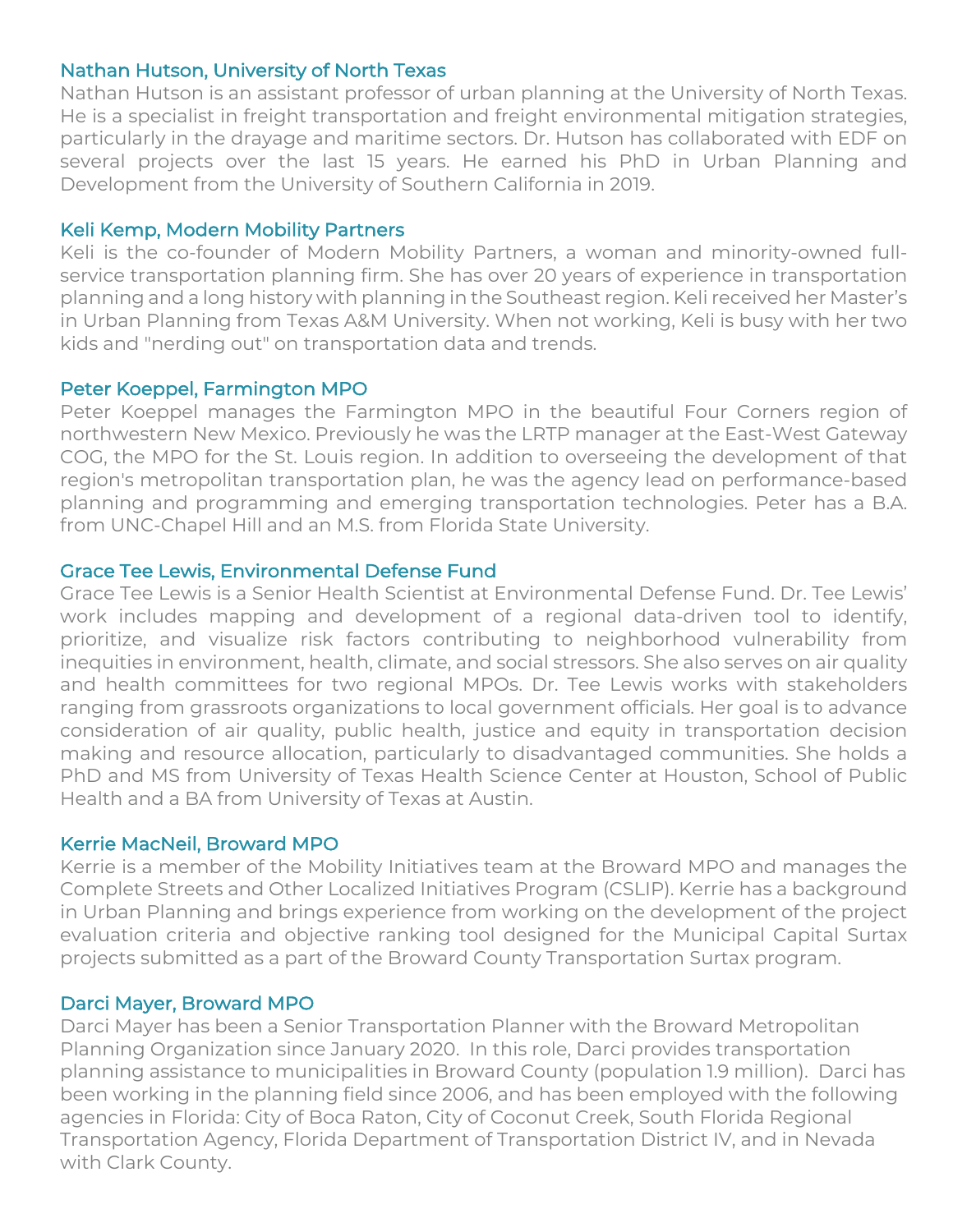### Nathan Hutson, University of North Texas

Nathan Hutson is an assistant professor of urban planning at the University of North Texas. He is a specialist in freight transportation and freight environmental mitigation strategies, particularly in the drayage and maritime sectors. Dr. Hutson has collaborated with EDF on several projects over the last 15 years. He earned his PhD in Urban Planning and Development from the University of Southern California in 2019.

### Keli Kemp, Modern Mobility Partners

Keli is the co-founder of Modern Mobility Partners, a woman and minority-owned full-service transportation planning firm. She has over 20 years of experience in transportation planning and a long history with planning in the Southeast region. Keli received her Master's in Urban Planning from Texas A&M University. When not working, Keli is busy with her two kids and "nerding out" on transportation data and trends.

### Peter Koeppel, Farmington MPO

Peter Koeppel manages the Farmington MPO in the beautiful Four Corners region of northwestern New Mexico. Previously he was the LRTP manager at the East-West Gateway COG, the MPO for the St. Louis region. In addition to overseeing the development of that region's metropolitan transportation plan, he was the agency lead on performance-based planning and programming and emerging transportation technologies. Peter has a B.A. from UNC-Chapel Hill and an M.S. from Florida State University.

### Grace Tee Lewis, Environmental Defense Fund

Grace Tee Lewis is a Senior Health Scientist at Environmental Defense Fund. Dr. Tee Lewis' work includes mapping and development of a regional data-driven tool to identify, prioritize, and visualize risk factors contributing to neighborhood vulnerability from inequities in environment, health, climate, and social stressors. She also serves on air quality and health committees for two regional MPOs. Dr. Tee Lewis works with stakeholders ranging from grassroots organizations to local government officials. Her goal is to advance consideration of air quality, public health, justice and equity in transportation decision making and resource allocation, particularly to disadvantaged communities. She holds a PhD and MS from University of Texas Health Science Center at Houston, School of Public Health and a BA from University of Texas at Austin.

### Kerrie MacNeil, Broward MPO

Kerrie is a member of the Mobility Initiatives team at the Broward MPO and manages the Complete Streets and Other Localized Initiatives Program (CSLIP). Kerrie has a background in Urban Planning and brings experience from working on the development of the project evaluation criteria and objective ranking tool designed for the Municipal Capital Surtax projects submitted as a part of the Broward County Transportation Surtax program.

### Darci Mayer, Broward MPO

Darci Mayer has been a Senior Transportation Planner with the Broward Metropolitan Planning Organization since January 2020. In this role, Darci provides transportation planning assistance to municipalities in Broward County (population 1.9 million). Darci has been working in the planning field since 2006, and has been employed with the following agencies in Florida: City of Boca Raton, City of Coconut Creek, South Florida Regional Transportation Agency, Florida Department of Transportation District IV, and in Nevada with Clark County.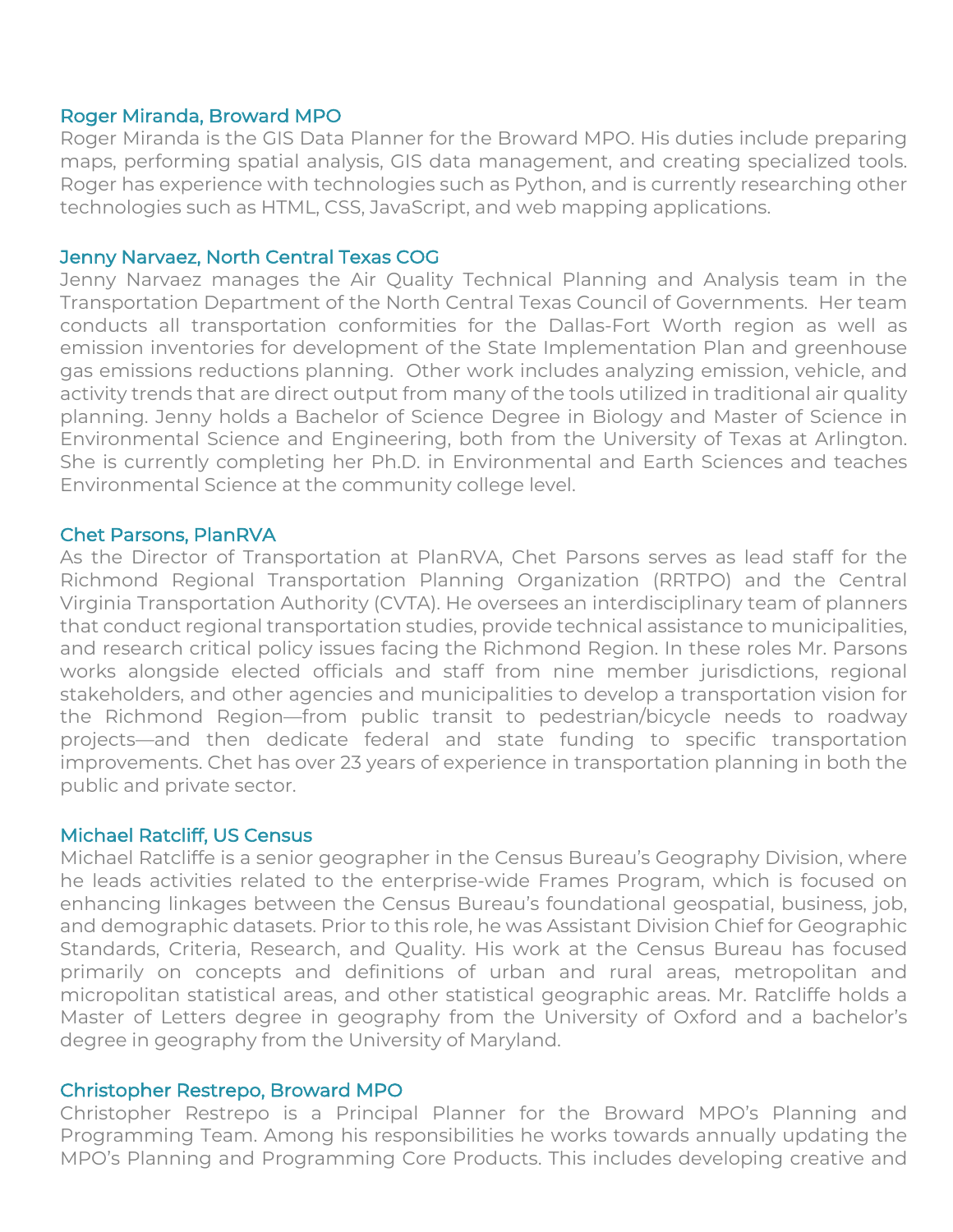### Roger Miranda, Broward MPO

Roger Miranda is the GIS Data Planner for the Broward MPO. His duties include preparing maps, performing spatial analysis, GIS data management, and creating specialized tools. Roger has experience with technologies such as Python, and is currently researching other technologies such as HTML, CSS, JavaScript, and web mapping applications.

### Jenny Narvaez, North Central Texas COG

Jenny Narvaez manages the Air Quality Technical Planning and Analysis team in the Transportation Department of the North Central Texas Council of Governments. Her team conducts all transportation conformities for the Dallas-Fort Worth region as well as emission inventories for development of the State Implementation Plan and greenhouse gas emissions reductions planning. Other work includes analyzing emission, vehicle, and activity trends that are direct output from many of the tools utilized in traditional air quality planning. Jenny holds a Bachelor of Science Degree in Biology and Master of Science in Environmental Science and Engineering, both from the University of Texas at Arlington. She is currently completing her Ph.D. in Environmental and Earth Sciences and teaches Environmental Science at the community college level.

### Chet Parsons, PlanRVA

As the Director of Transportation at PlanRVA, Chet Parsons serves as lead staff for the Richmond Regional Transportation Planning Organization (RRTPO) and the Central Virginia Transportation Authority (CVTA). He oversees an interdisciplinary team of planners that conduct regional transportation studies, provide technical assistance to municipalities, and research critical policy issues facing the Richmond Region. In these roles Mr. Parsons works alongside elected officials and staff from nine member jurisdictions, regional stakeholders, and other agencies and municipalities to develop a transportation vision for the Richmond Region—from public transit to pedestrian/bicycle needs to roadway projects—and then dedicate federal and state funding to specific transportation improvements. Chet has over 23 years of experience in transportation planning in both the public and private sector.

### Michael Ratcliff, US Census

Michael Ratcliffe is a senior geographer in the Census Bureau's Geography Division, where he leads activities related to the enterprise-wide Frames Program, which is focused on enhancing linkages between the Census Bureau's foundational geospatial, business, job, and demographic datasets. Prior to this role, he was Assistant Division Chief for Geographic Standards, Criteria, Research, and Quality. His work at the Census Bureau has focused primarily on concepts and definitions of urban and rural areas, metropolitan and micropolitan statistical areas, and other statistical geographic areas. Mr. Ratcliffe holds a Master of Letters degree in geography from the University of Oxford and a bachelor's degree in geography from the University of Maryland.

### Christopher Restrepo, Broward MPO

Christopher Restrepo is a Principal Planner for the Broward MPO's Planning and Programming Team. Among his responsibilities he works towards annually updating the MPO's Planning and Programming Core Products. This includes developing creative and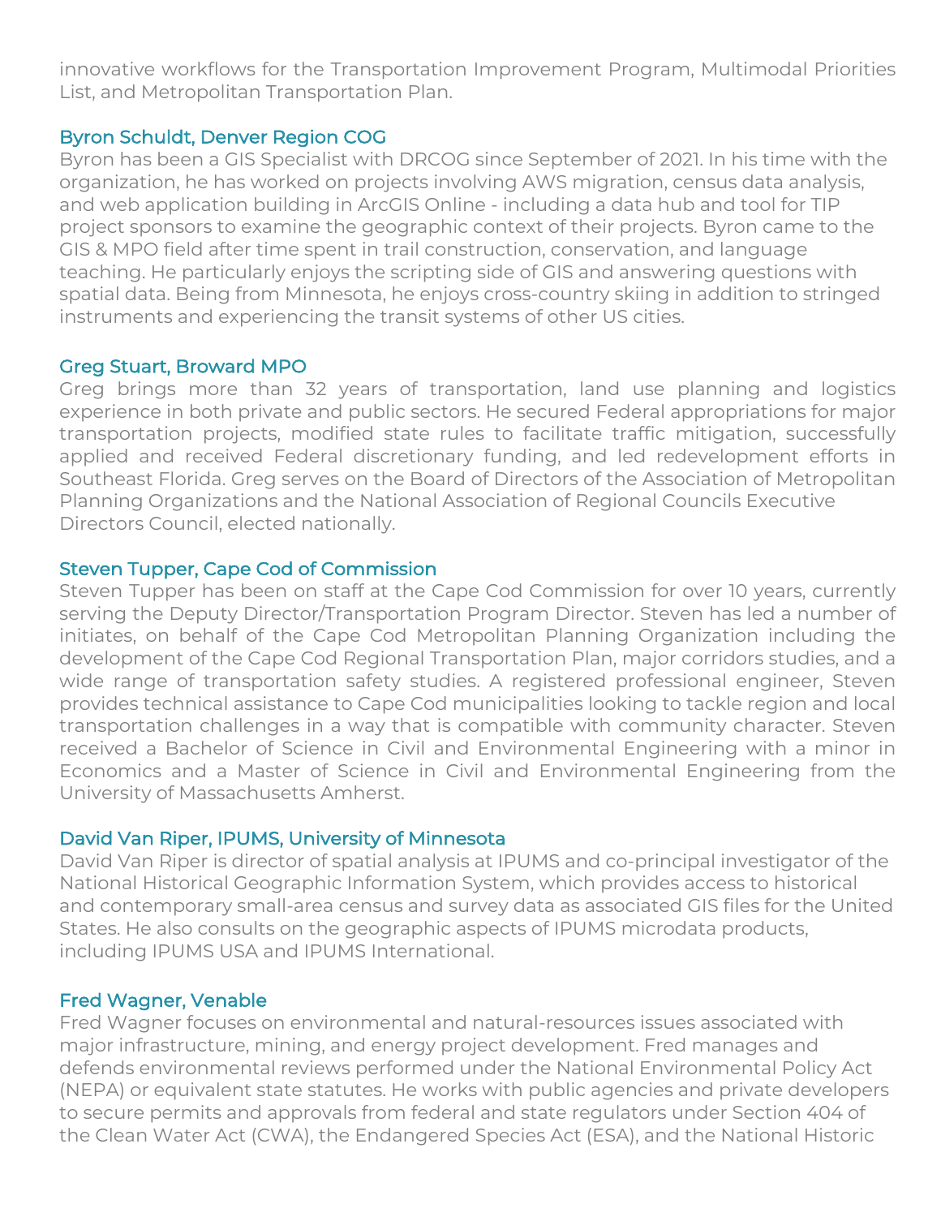innovative workflows for the Transportation Improvement Program, Multimodal Priorities List, and Metropolitan Transportation Plan.

### Byron Schuldt, Denver Region COG

Byron has been a GIS Specialist with DRCOG since September of 2021. In his time with the organization, he has worked on projects involving AWS migration, census data analysis, and web application building in ArcGIS Online - including a data hub and tool for TIP project sponsors to examine the geographic context of their projects. Byron came to the GIS & MPO field after time spent in trail construction, conservation, and language teaching. He particularly enjoys the scripting side of GIS and answering questions with spatial data. Being from Minnesota, he enjoys cross-country skiing in addition to stringed instruments and experiencing the transit systems of other US cities.

### Greg Stuart, Broward MPO

Greg brings more than 32 years of transportation, land use planning and logistics experience in both private and public sectors. He secured Federal appropriations for major transportation projects, modified state rules to facilitate traffic mitigation, successfully applied and received Federal discretionary funding, and led redevelopment efforts in Southeast Florida. Greg serves on the Board of Directors of the Association of Metropolitan Planning Organizations and the National Association of Regional Councils Executive Directors Council, elected nationally.

### Steven Tupper, Cape Cod of Commission

Steven Tupper has been on staff at the Cape Cod Commission for over 10 years, currently serving the Deputy Director/Transportation Program Director. Steven has led a number of initiates, on behalf of the Cape Cod Metropolitan Planning Organization including the development of the Cape Cod Regional Transportation Plan, major corridors studies, and a wide range of transportation safety studies. A registered professional engineer, Steven provides technical assistance to Cape Cod municipalities looking to tackle region and local transportation challenges in a way that is compatible with community character. Steven received a Bachelor of Science in Civil and Environmental Engineering with a minor in Economics and a Master of Science in Civil and Environmental Engineering from the University of Massachusetts Amherst.

### David Van Riper, IPUMS, University of Minnesota

David Van Riper is director of spatial analysis at IPUMS and co-principal investigator of the National Historical Geographic Information System, which provides access to historical and contemporary small-area census and survey data as associated GIS files for the United States. He also consults on the geographic aspects of IPUMS microdata products, including IPUMS USA and IPUMS International.

### Fred Wagner, Venable

Fred Wagner focuses on environmental and natural-resources issues associated with major infrastructure, mining, and energy project development. Fred manages and defends environmental reviews performed under the National Environmental Policy Act (NEPA) or equivalent state statutes. He works with public agencies and private developers to secure permits and approvals from federal and state regulators under Section 404 of the Clean Water Act (CWA), the Endangered Species Act (ESA), and the National Historic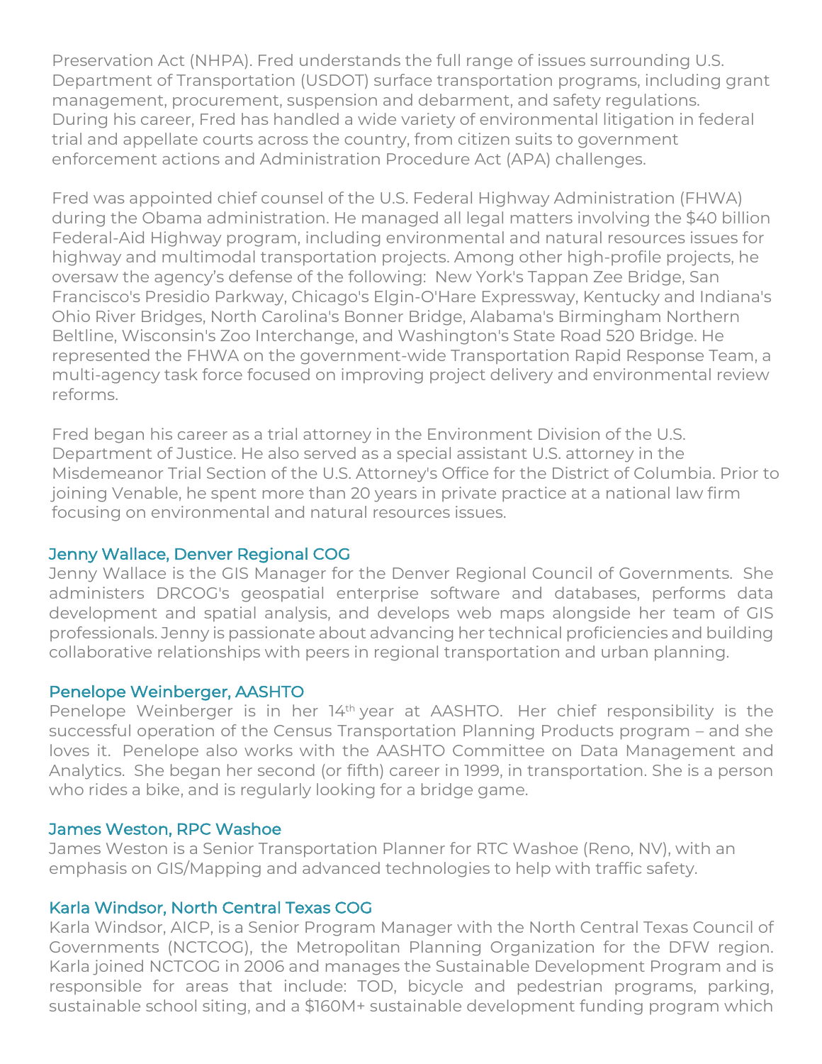Preservation Act (NHPA). Fred understands the full range of issues surrounding U.S. Department of Transportation (USDOT) surface transportation programs, including grant management, procurement, suspension and debarment, and safety regulations. During his career, Fred has handled a wide variety of environmental litigation in federal trial and appellate courts across the country, from citizen suits to government enforcement actions and Administration Procedure Act (APA) challenges.

Fred was appointed chief counsel of the U.S. Federal Highway Administration (FHWA) during the Obama administration. He managed all legal matters involving the $40 billion Federal-Aid Highway program, including environmental and natural resources issues for highway and multimodal transportation projects. Among other high-profile projects, he oversaw the agency's defense of the following: New York's Tappan Zee Bridge, San Francisco's Presidio Parkway, Chicago's Elgin-O'Hare Expressway, Kentucky and Indiana's Ohio River Bridges, North Carolina's Bonner Bridge, Alabama's Birmingham Northern Beltline, Wisconsin's Zoo Interchange, and Washington's State Road 520 Bridge. He represented the FHWA on the government-wide Transportation Rapid Response Team, a multi-agency task force focused on improving project delivery and environmental review reforms.

Fred began his career as a trial attorney in the Environment Division of the U.S. Department of Justice. He also served as a special assistant U.S. attorney in the Misdemeanor Trial Section of the U.S. Attorney's Office for the District of Columbia. Prior to joining Venable, he spent more than 20 years in private practice at a national law firm focusing on environmental and natural resources issues.

### Jenny Wallace, Denver Regional COG

Jenny Wallace is the GIS Manager for the Denver Regional Council of Governments. She administers DRCOG's geospatial enterprise software and databases, performs data development and spatial analysis, and develops web maps alongside her team of GIS professionals. Jenny is passionate about advancing her technical proficiencies and building collaborative relationships with peers in regional transportation and urban planning.

### Penelope Weinberger, AASHTO

Penelope Weinberger is in her 14th year at AASHTO. Her chief responsibility is the successful operation of the Census Transportation Planning Products program – and she loves it. Penelope also works with the AASHTO Committee on Data Management and Analytics. She began her second (or fifth) career in 1999, in transportation. She is a person who rides a bike, and is regularly looking for a bridge game.

### James Weston, RPC Washoe

James Weston is a Senior Transportation Planner for RTC Washoe (Reno, NV), with an emphasis on GIS/Mapping and advanced technologies to help with traffic safety.

### Karla Windsor, North Central Texas COG

Karla Windsor, AICP, is a Senior Program Manager with the North Central Texas Council of Governments (NCTCOG), the Metropolitan Planning Organization for the DFW region. Karla joined NCTCOG in 2006 and manages the Sustainable Development Program and is responsible for areas that include: TOD, bicycle and pedestrian programs, parking, sustainable school siting, and a $160M+ sustainable development funding program which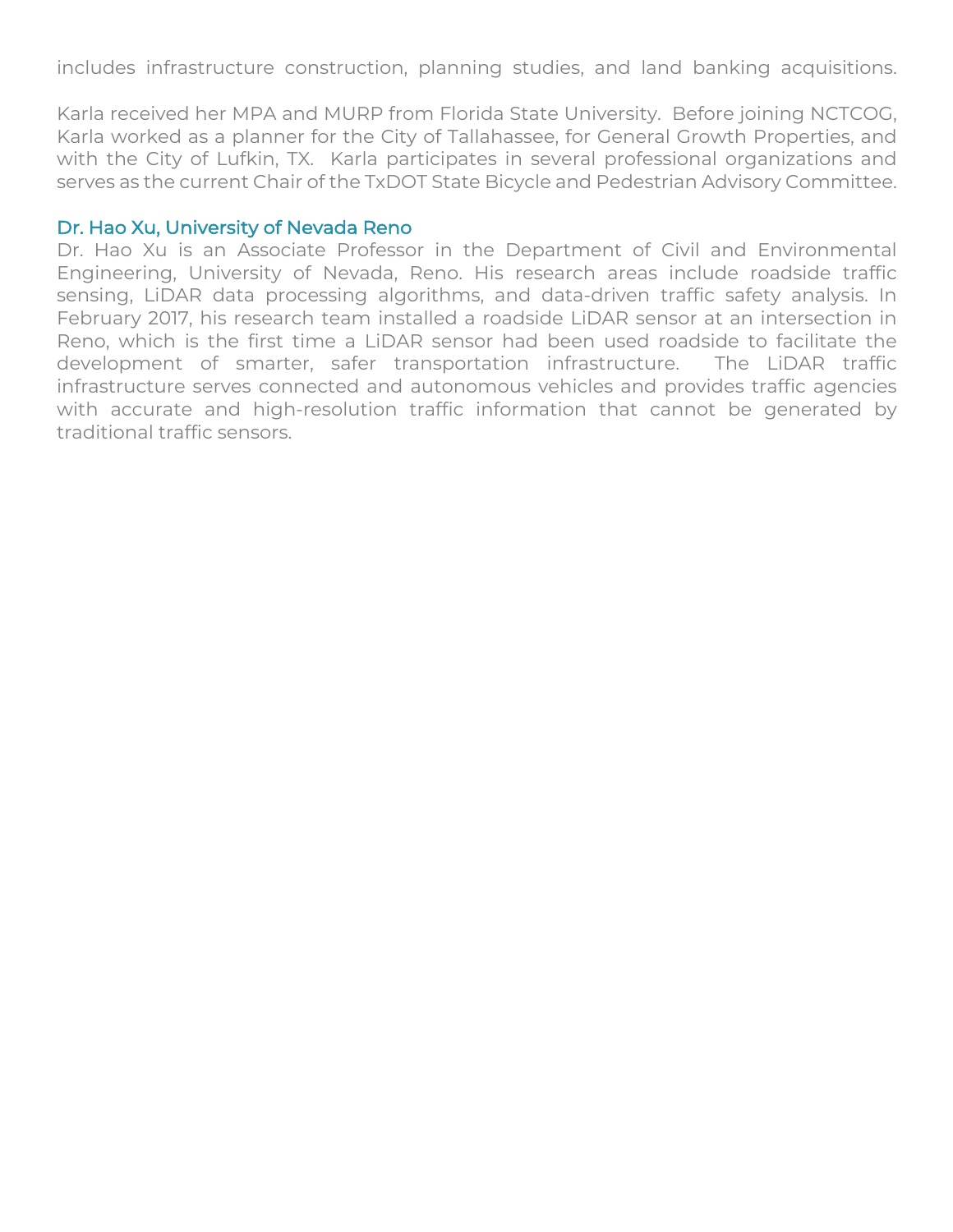includes infrastructure construction, planning studies, and land banking acquisitions.

Karla received her MPA and MURP from Florida State University. Before joining NCTCOG, Karla worked as a planner for the City of Tallahassee, for General Growth Properties, and with the City of Lufkin, TX. Karla participates in several professional organizations and serves as the current Chair of the TxDOT State Bicycle and Pedestrian Advisory Committee.

### Dr. Hao Xu, University of Nevada Reno

Dr. Hao Xu is an Associate Professor in the Department of Civil and Environmental Engineering, University of Nevada, Reno. His research areas include roadside traffic sensing, LiDAR data processing algorithms, and data-driven traffic safety analysis. In February 2017, his research team installed a roadside LiDAR sensor at an intersection in Reno, which is the first time a LiDAR sensor had been used roadside to facilitate the development of smarter, safer transportation infrastructure. The LiDAR traffic infrastructure serves connected and autonomous vehicles and provides traffic agencies with accurate and high-resolution traffic information that cannot be generated by traditional traffic sensors.